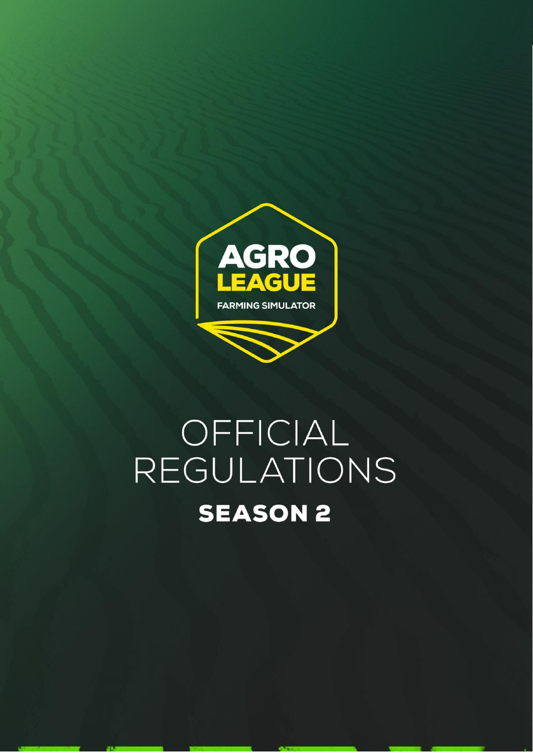AGRO LEAGUE

FARMING SIMULATOR

# OFFICIAL REGULATIONS

## SEASON 2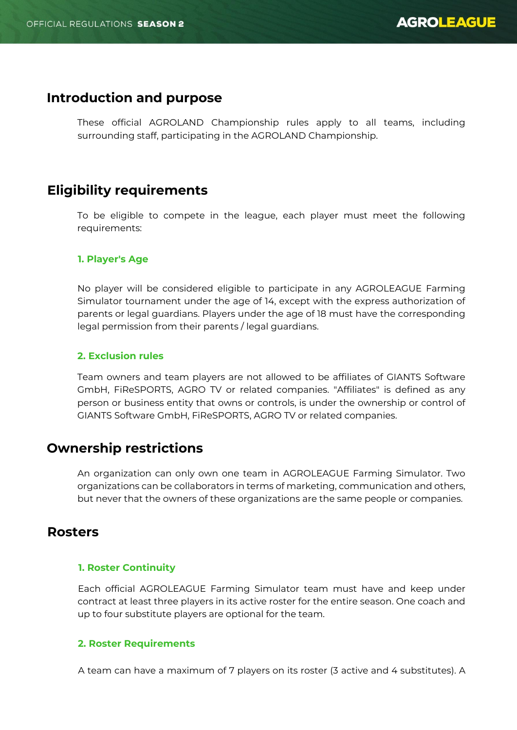## Introduction and purpose

These official AGROLAND Championship rules apply to all teams, including surrounding staff, participating in the AGROLAND Championship.

## Eligibility requirements

To be eligible to compete in the league, each player must meet the following requirements:

### 1. Player's Age

No player will be considered eligible to participate in any AGROLEAGUE Farming Simulator tournament under the age of 14, except with the express authorization of parents or legal guardians. Players under the age of 18 must have the corresponding legal permission from their parents / legal guardians.

### 2. Exclusion rules

Team owners and team players are not allowed to be affiliates of GIANTS Software GmbH, FiReSPORTS, AGRO TV or related companies. "Affiliates" is defined as any person or business entity that owns or controls, is under the ownership or control of GIANTS Software GmbH, FiReSPORTS, AGRO TV or related companies.

## Ownership restrictions

An organization can only own one team in AGROLEAGUE Farming Simulator. Two organizations can be collaborators in terms of marketing, communication and others, but never that the owners of these organizations are the same people or companies.

## Rosters

### 1. Roster Continuity

Each official AGROLEAGUE Farming Simulator team must have and keep under contract at least three players in its active roster for the entire season. One coach and up to four substitute players are optional for the team.

### 2. Roster Requirements

A team can have a maximum of 7 players on its roster (3 active and 4 substitutes). A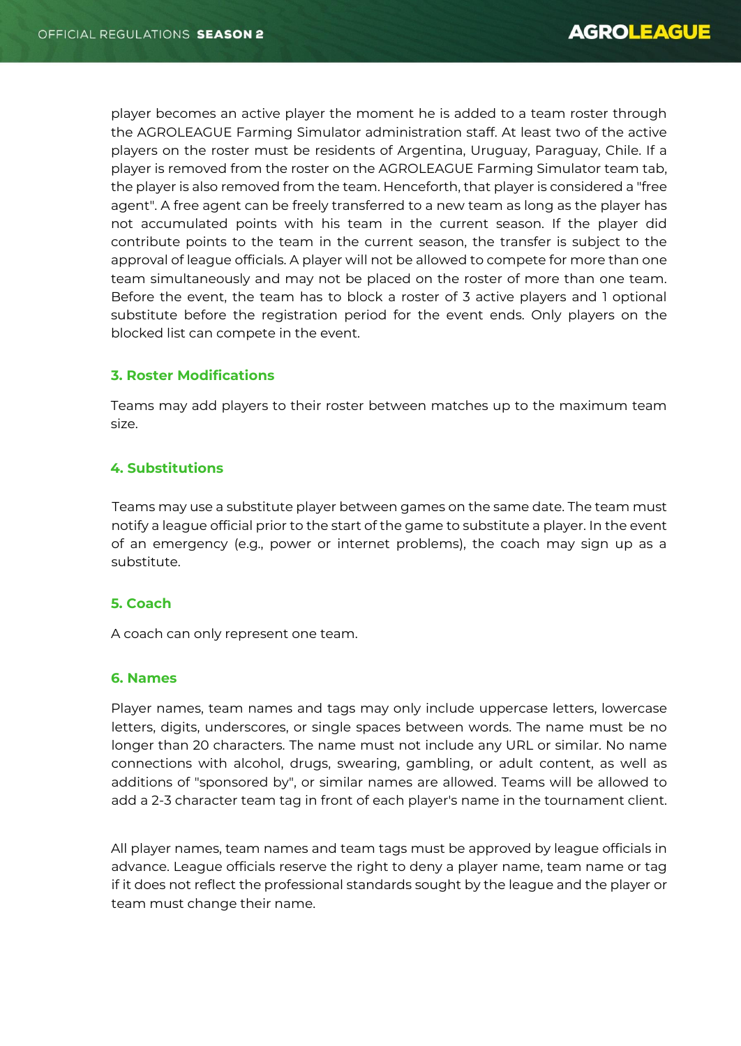player becomes an active player the moment he is added to a team roster through the AGROLEAGUE Farming Simulator administration staff. At least two of the active players on the roster must be residents of Argentina, Uruguay, Paraguay, Chile. If a player is removed from the roster on the AGROLEAGUE Farming Simulator team tab, the player is also removed from the team. Henceforth, that player is considered a "free agent". A free agent can be freely transferred to a new team as long as the player has not accumulated points with his team in the current season. If the player did contribute points to the team in the current season, the transfer is subject to the approval of league officials. A player will not be allowed to compete for more than one team simultaneously and may not be placed on the roster of more than one team. Before the event, the team has to block a roster of 3 active players and 1 optional substitute before the registration period for the event ends. Only players on the blocked list can compete in the event.

### 3. Roster Modifications

Teams may add players to their roster between matches up to the maximum team size.

### 4. Substitutions

Teams may use a substitute player between games on the same date. The team must notify a league official prior to the start of the game to substitute a player. In the event of an emergency (e.g., power or internet problems), the coach may sign up as a substitute.

### 5. Coach

A coach can only represent one team.

### 6. Names

Player names, team names and tags may only include uppercase letters, lowercase letters, digits, underscores, or single spaces between words. The name must be no longer than 20 characters. The name must not include any URL or similar. No name connections with alcohol, drugs, swearing, gambling, or adult content, as well as additions of "sponsored by", or similar names are allowed. Teams will be allowed to add a 2-3 character team tag in front of each player's name in the tournament client.

All player names, team names and team tags must be approved by league officials in advance. League officials reserve the right to deny a player name, team name or tag if it does not reflect the professional standards sought by the league and the player or team must change their name.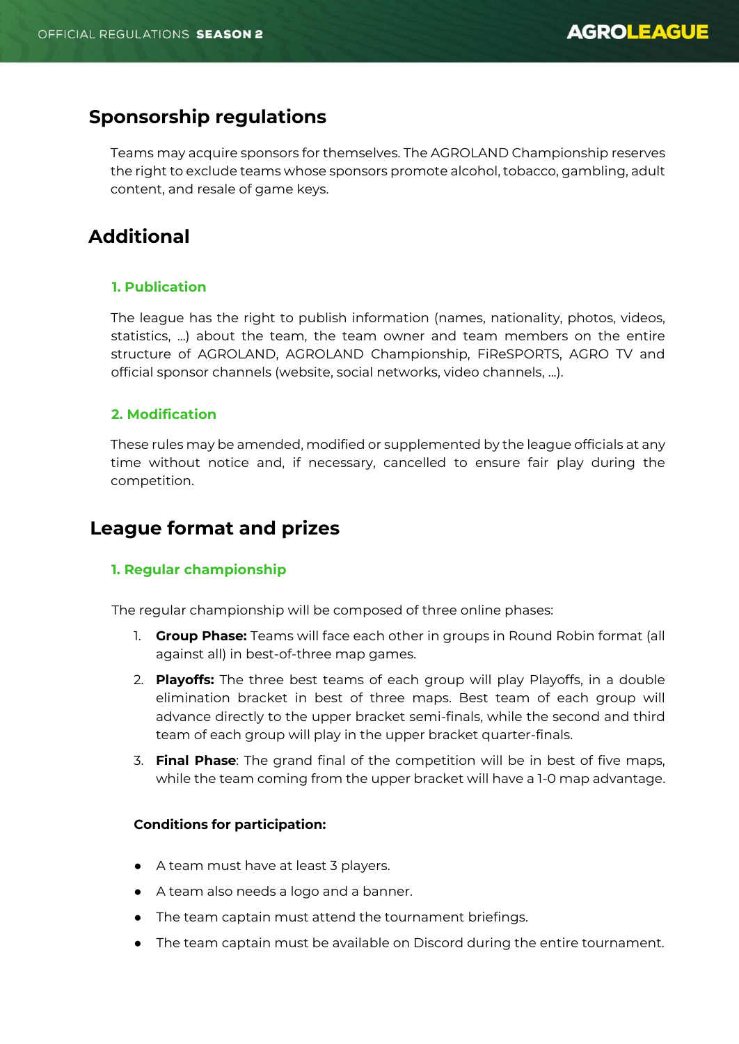## Sponsorship regulations

Teams may acquire sponsors for themselves. The AGROLAND Championship reserves the right to exclude teams whose sponsors promote alcohol, tobacco, gambling, adult content, and resale of game keys.

## Additional

### 1. Publication

The league has the right to publish information (names, nationality, photos, videos, statistics, ...) about the team, the team owner and team members on the entire structure of AGROLAND, AGROLAND Championship, FiReSPORTS, AGRO TV and official sponsor channels (website, social networks, video channels, ...).

### 2. Modification

These rules may be amended, modified or supplemented by the league officials at any time without notice and, if necessary, cancelled to ensure fair play during the competition.

## League format and prizes

### 1. Regular championship

The regular championship will be composed of three online phases:

1. **Group Phase:** Teams will face each other in groups in Round Robin format (all against all) in best-of-three map games.
2. **Playoffs:** The three best teams of each group will play Playoffs, in a double elimination bracket in best of three maps. Best team of each group will advance directly to the upper bracket semi-finals, while the second and third team of each group will play in the upper bracket quarter-finals.
3. **Final Phase**: The grand final of the competition will be in best of five maps, while the team coming from the upper bracket will have a 1-0 map advantage.

**Conditions for participation:**

- A team must have at least 3 players.
- A team also needs a logo and a banner.
- The team captain must attend the tournament briefings.
- The team captain must be available on Discord during the entire tournament.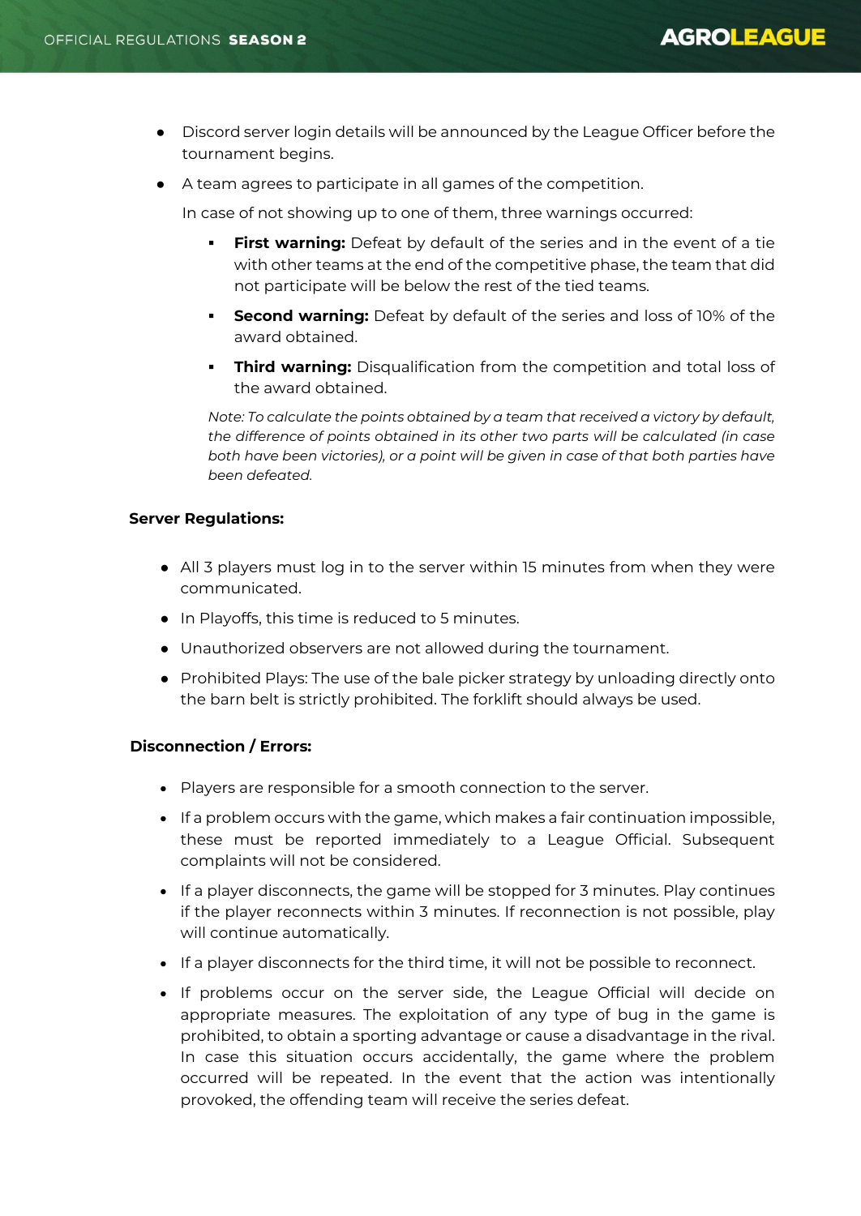- Discord server login details will be announced by the League Officer before the tournament begins.
- A team agrees to participate in all games of the competition.

  In case of not showing up to one of them, three warnings occurred:

  - **First warning:** Defeat by default of the series and in the event of a tie with other teams at the end of the competitive phase, the team that did not participate will be below the rest of the tied teams.
  - **Second warning:** Defeat by default of the series and loss of 10% of the award obtained.
  - **Third warning:** Disqualification from the competition and total loss of the award obtained.

  *Note: To calculate the points obtained by a team that received a victory by default, the difference of points obtained in its other two parts will be calculated (in case both have been victories), or a point will be given in case of that both parties have been defeated.*

**Server Regulations:**

- All 3 players must log in to the server within 15 minutes from when they were communicated.
- In Playoffs, this time is reduced to 5 minutes.
- Unauthorized observers are not allowed during the tournament.
- Prohibited Plays: The use of the bale picker strategy by unloading directly onto the barn belt is strictly prohibited. The forklift should always be used.

**Disconnection / Errors:**

- Players are responsible for a smooth connection to the server.
- If a problem occurs with the game, which makes a fair continuation impossible, these must be reported immediately to a League Official. Subsequent complaints will not be considered.
- If a player disconnects, the game will be stopped for 3 minutes. Play continues if the player reconnects within 3 minutes. If reconnection is not possible, play will continue automatically.
- If a player disconnects for the third time, it will not be possible to reconnect.
- If problems occur on the server side, the League Official will decide on appropriate measures. The exploitation of any type of bug in the game is prohibited, to obtain a sporting advantage or cause a disadvantage in the rival. In case this situation occurs accidentally, the game where the problem occurred will be repeated. In the event that the action was intentionally provoked, the offending team will receive the series defeat.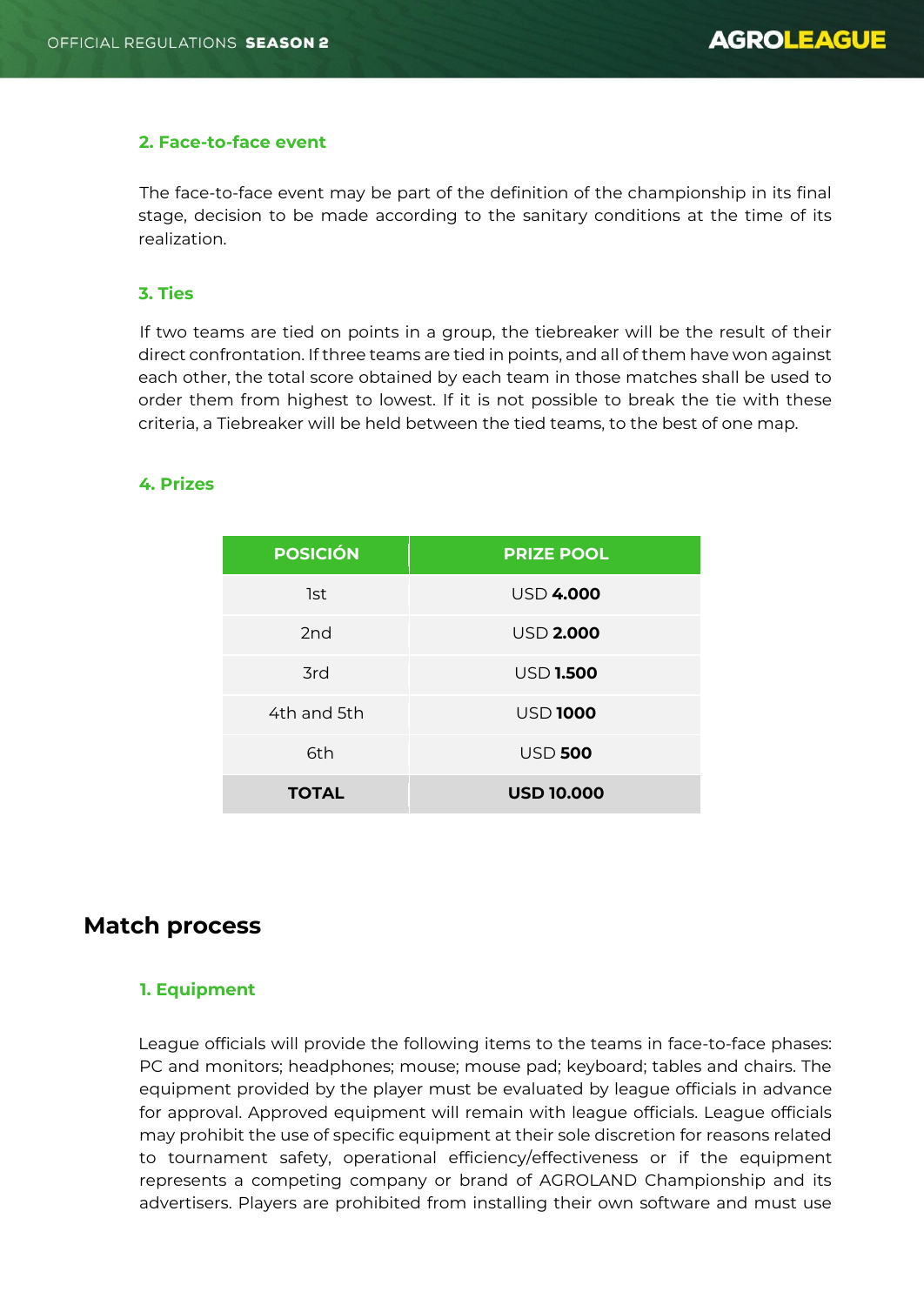### 2. Face-to-face event

The face-to-face event may be part of the definition of the championship in its final stage, decision to be made according to the sanitary conditions at the time of its realization.

### 3. Ties

If two teams are tied on points in a group, the tiebreaker will be the result of their direct confrontation. If three teams are tied in points, and all of them have won against each other, the total score obtained by each team in those matches shall be used to order them from highest to lowest. If it is not possible to break the tie with these criteria, a Tiebreaker will be held between the tied teams, to the best of one map.

### 4. Prizes

| POSICIÓN | PRIZE POOL |
|---|---|
| 1st | USD **4.000** |
| 2nd | USD **2.000** |
| 3rd | USD **1.500** |
| 4th and 5th | USD **1000** |
| 6th | USD **500** |
| **TOTAL** | **USD 10.000** |

## Match process

### 1. Equipment

League officials will provide the following items to the teams in face-to-face phases: PC and monitors; headphones; mouse; mouse pad; keyboard; tables and chairs. The equipment provided by the player must be evaluated by league officials in advance for approval. Approved equipment will remain with league officials. League officials may prohibit the use of specific equipment at their sole discretion for reasons related to tournament safety, operational efficiency/effectiveness or if the equipment represents a competing company or brand of AGROLAND Championship and its advertisers. Players are prohibited from installing their own software and must use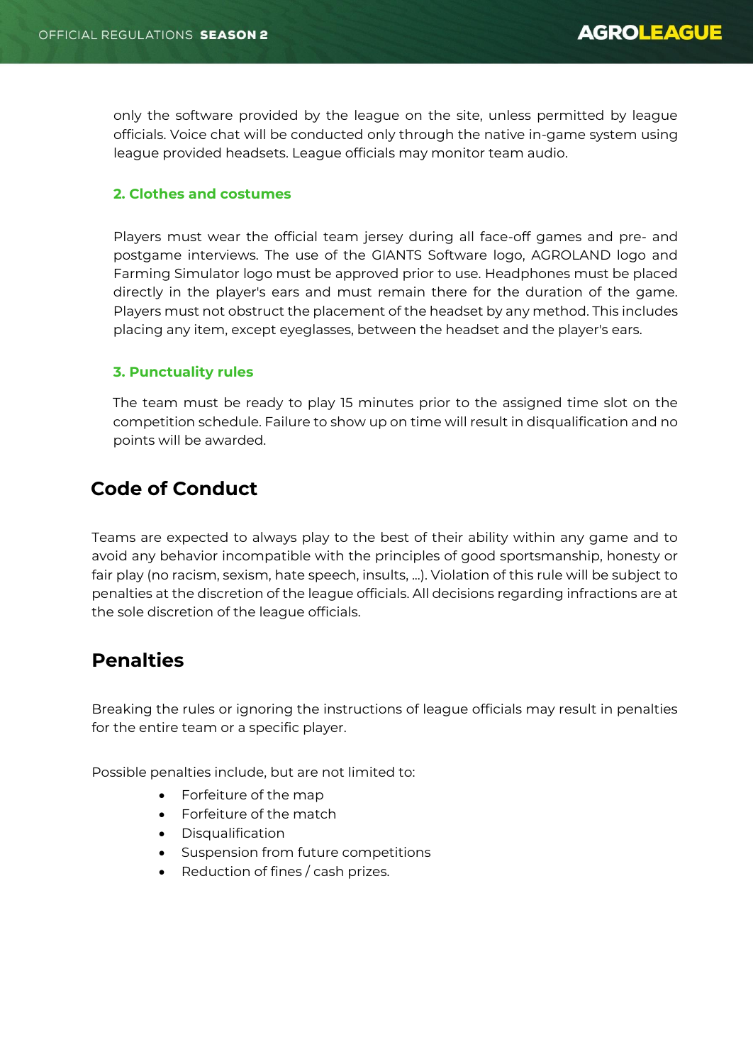only the software provided by the league on the site, unless permitted by league officials. Voice chat will be conducted only through the native in-game system using league provided headsets. League officials may monitor team audio.

### 2. Clothes and costumes

Players must wear the official team jersey during all face-off games and pre- and postgame interviews. The use of the GIANTS Software logo, AGROLAND logo and Farming Simulator logo must be approved prior to use. Headphones must be placed directly in the player's ears and must remain there for the duration of the game. Players must not obstruct the placement of the headset by any method. This includes placing any item, except eyeglasses, between the headset and the player's ears.

### 3. Punctuality rules

The team must be ready to play 15 minutes prior to the assigned time slot on the competition schedule. Failure to show up on time will result in disqualification and no points will be awarded.

## Code of Conduct

Teams are expected to always play to the best of their ability within any game and to avoid any behavior incompatible with the principles of good sportsmanship, honesty or fair play (no racism, sexism, hate speech, insults, ...). Violation of this rule will be subject to penalties at the discretion of the league officials. All decisions regarding infractions are at the sole discretion of the league officials.

## Penalties

Breaking the rules or ignoring the instructions of league officials may result in penalties for the entire team or a specific player.

Possible penalties include, but are not limited to:

- Forfeiture of the map
- Forfeiture of the match
- Disqualification
- Suspension from future competitions
- Reduction of fines / cash prizes.